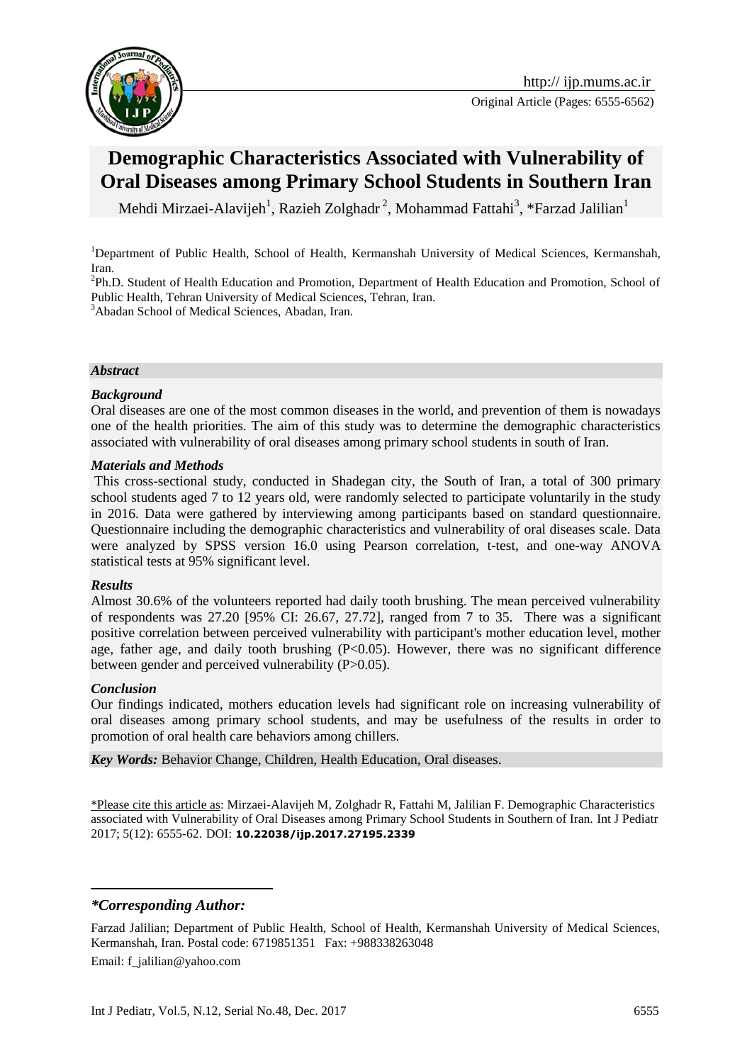Original Article (Pages: 6555-6562)

# Demographic Characteristics Associated with Vulnerability of Oral Diseases among Primary School Students in Southern Iran

Mehdi Mirzaei-Alavijeh[1], Razieh Zolghadr[2], Mohammad Fattahi[3], *Farzad Jalilian[1]

[1]Department of Public Health, School of Health, Kermanshah University of Medical Sciences, Kermanshah, Iran.

[2]Ph.D. Student of Health Education and Promotion, Department of Health Education and Promotion, School of Public Health, Tehran University of Medical Sciences, Tehran, Iran.

[3]Abadan School of Medical Sciences, Abadan, Iran.

## *Abstract*

### *Background*

Oral diseases are one of the most common diseases in the world, and prevention of them is nowadays one of the health priorities. The aim of this study was to determine the demographic characteristics associated with vulnerability of oral diseases among primary school students in south of Iran.

### *Materials and Methods*

This cross-sectional study, conducted in Shadegan city, the South of Iran, a total of 300 primary school students aged 7 to 12 years old, were randomly selected to participate voluntarily in the study in 2016. Data were gathered by interviewing among participants based on standard questionnaire. Questionnaire including the demographic characteristics and vulnerability of oral diseases scale. Data were analyzed by SPSS version 16.0 using Pearson correlation, t-test, and one-way ANOVA statistical tests at 95% significant level.

### *Results*

Almost 30.6% of the volunteers reported had daily tooth brushing. The mean perceived vulnerability of respondents was 27.20 [95% CI: 26.67, 27.72], ranged from 7 to 35. There was a significant positive correlation between perceived vulnerability with participant's mother education level, mother age, father age, and daily tooth brushing ($P<0.05$). However, there was no significant difference between gender and perceived vulnerability ($P>0.05$).

### *Conclusion*

Our findings indicated, mothers education levels had significant role on increasing vulnerability of oral diseases among primary school students, and may be usefulness of the results in order to promotion of oral health care behaviors among chillers.

***Key Words:*** Behavior Change, Children, Health Education, Oral diseases.

*Please cite this article as: Mirzaei-Alavijeh M, Zolghadr R, Fattahi M, Jalilian F. Demographic Characteristics associated with Vulnerability of Oral Diseases among Primary School Students in Southern of Iran. Int J Pediatr 2017; 5(12): 6555-62. DOI: **10.22038/ijp.2017.27195.2339**

***\*Corresponding Author:***

Farzad Jalilian; Department of Public Health, School of Health, Kermanshah University of Medical Sciences, Kermanshah, Iran. Postal code: 6719851351 Fax: +988338263048

Email: f_jalilian@yahoo.com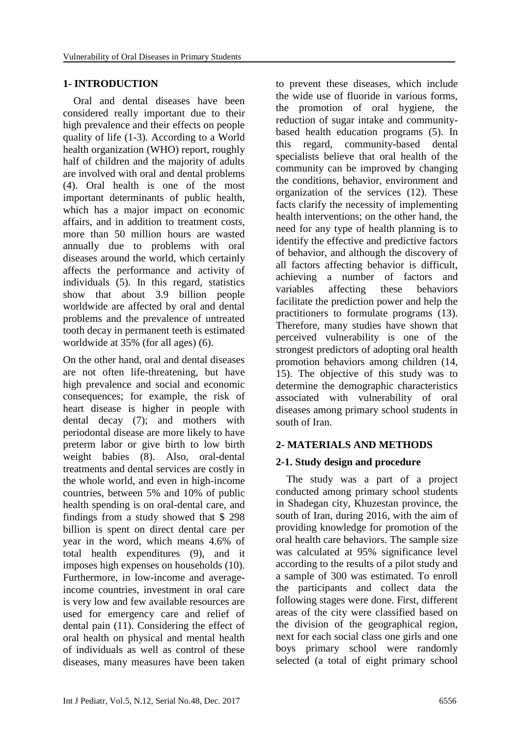## 1- INTRODUCTION

Oral and dental diseases have been considered really important due to their high prevalence and their effects on people quality of life (1-3). According to a World health organization (WHO) report, roughly half of children and the majority of adults are involved with oral and dental problems (4). Oral health is one of the most important determinants of public health, which has a major impact on economic affairs, and in addition to treatment costs, more than 50 million hours are wasted annually due to problems with oral diseases around the world, which certainly affects the performance and activity of individuals (5). In this regard, statistics show that about 3.9 billion people worldwide are affected by oral and dental problems and the prevalence of untreated tooth decay in permanent teeth is estimated worldwide at 35% (for all ages) (6).

On the other hand, oral and dental diseases are not often life-threatening, but have high prevalence and social and economic consequences; for example, the risk of heart disease is higher in people with dental decay (7); and mothers with periodontal disease are more likely to have preterm labor or give birth to low birth weight babies (8). Also, oral-dental treatments and dental services are costly in the whole world, and even in high-income countries, between 5% and 10% of public health spending is on oral-dental care, and findings from a study showed that $ 298 billion is spent on direct dental care per year in the word, which means 4.6% of total health expenditures (9), and it imposes high expenses on households (10). Furthermore, in low-income and average-income countries, investment in oral care is very low and few available resources are used for emergency care and relief of dental pain (11). Considering the effect of oral health on physical and mental health of individuals as well as control of these diseases, many measures have been taken to prevent these diseases, which include the wide use of fluoride in various forms, the promotion of oral hygiene, the reduction of sugar intake and community-based health education programs (5). In this regard, community-based dental specialists believe that oral health of the community can be improved by changing the conditions, behavior, environment and organization of the services (12). These facts clarify the necessity of implementing health interventions; on the other hand, the need for any type of health planning is to identify the effective and predictive factors of behavior, and although the discovery of all factors affecting behavior is difficult, achieving a number of factors and variables affecting these behaviors facilitate the prediction power and help the practitioners to formulate programs (13). Therefore, many studies have shown that perceived vulnerability is one of the strongest predictors of adopting oral health promotion behaviors among children (14, 15). The objective of this study was to determine the demographic characteristics associated with vulnerability of oral diseases among primary school students in south of Iran.

## 2- MATERIALS AND METHODS

### 2-1. Study design and procedure

The study was a part of a project conducted among primary school students in Shadegan city, Khuzestan province, the south of Iran, during 2016, with the aim of providing knowledge for promotion of the oral health care behaviors. The sample size was calculated at 95% significance level according to the results of a pilot study and a sample of 300 was estimated. To enroll the participants and collect data the following stages were done. First, different areas of the city were classified based on the division of the geographical region, next for each social class one girls and one boys primary school were randomly selected (a total of eight primary school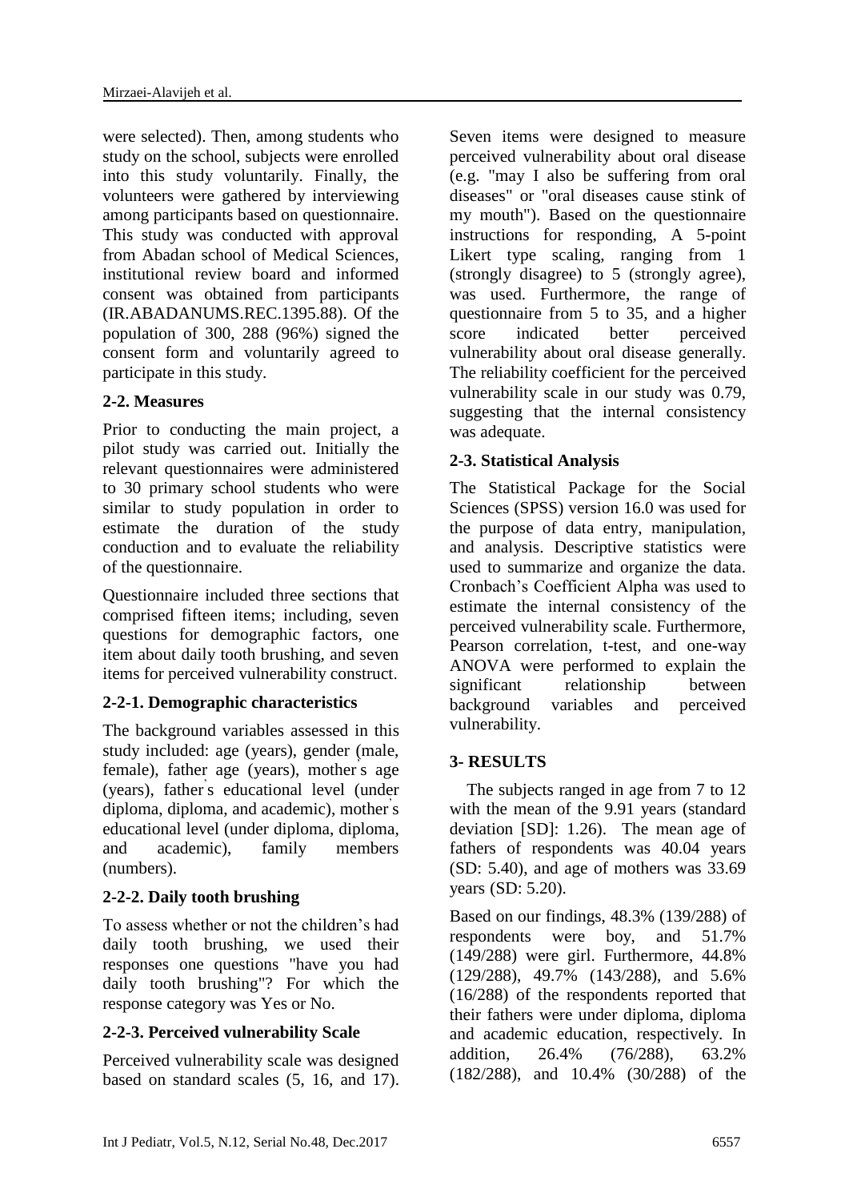were selected). Then, among students who study on the school, subjects were enrolled into this study voluntarily. Finally, the volunteers were gathered by interviewing among participants based on questionnaire. This study was conducted with approval from Abadan school of Medical Sciences, institutional review board and informed consent was obtained from participants (IR.ABADANUMS.REC.1395.88). Of the population of 300, 288 (96%) signed the consent form and voluntarily agreed to participate in this study.

### 2-2. Measures

Prior to conducting the main project, a pilot study was carried out. Initially the relevant questionnaires were administered to 30 primary school students who were similar to study population in order to estimate the duration of the study conduction and to evaluate the reliability of the questionnaire.

Questionnaire included three sections that comprised fifteen items; including, seven questions for demographic factors, one item about daily tooth brushing, and seven items for perceived vulnerability construct.

#### 2-2-1. Demographic characteristics

The background variables assessed in this study included: age (years), gender (male, female), father age (years), mother's age (years), father's educational level (under diploma, diploma, and academic), mother's educational level (under diploma, diploma, and academic), family members (numbers).

#### 2-2-2. Daily tooth brushing

To assess whether or not the children's had daily tooth brushing, we used their responses one questions "have you had daily tooth brushing"? For which the response category was Yes or No.

#### 2-2-3. Perceived vulnerability Scale

Perceived vulnerability scale was designed based on standard scales (5, 16, and 17). Seven items were designed to measure perceived vulnerability about oral disease (e.g. "may I also be suffering from oral diseases" or "oral diseases cause stink of my mouth"). Based on the questionnaire instructions for responding, A 5-point Likert type scaling, ranging from 1 (strongly disagree) to 5 (strongly agree), was used. Furthermore, the range of questionnaire from 5 to 35, and a higher score indicated better perceived vulnerability about oral disease generally. The reliability coefficient for the perceived vulnerability scale in our study was 0.79, suggesting that the internal consistency was adequate.

### 2-3. Statistical Analysis

The Statistical Package for the Social Sciences (SPSS) version 16.0 was used for the purpose of data entry, manipulation, and analysis. Descriptive statistics were used to summarize and organize the data. Cronbach's Coefficient Alpha was used to estimate the internal consistency of the perceived vulnerability scale. Furthermore, Pearson correlation, t-test, and one-way ANOVA were performed to explain the significant relationship between background variables and perceived vulnerability.

## 3- RESULTS

The subjects ranged in age from 7 to 12 with the mean of the 9.91 years (standard deviation [SD]: 1.26). The mean age of fathers of respondents was 40.04 years (SD: 5.40), and age of mothers was 33.69 years (SD: 5.20).

Based on our findings, 48.3% (139/288) of respondents were boy, and 51.7% (149/288) were girl. Furthermore, 44.8% (129/288), 49.7% (143/288), and 5.6% (16/288) of the respondents reported that their fathers were under diploma, diploma and academic education, respectively. In addition, 26.4% (76/288), 63.2% (182/288), and 10.4% (30/288) of the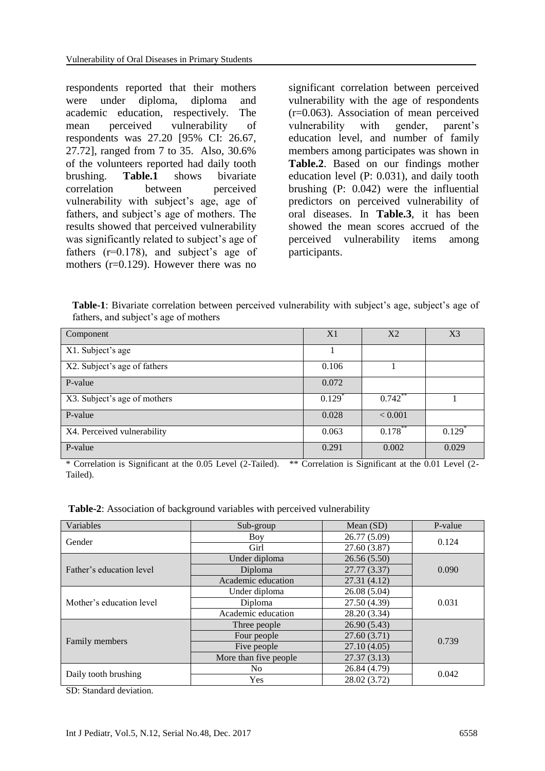respondents reported that their mothers were under diploma, diploma and academic education, respectively. The mean perceived vulnerability of respondents was 27.20 [95% CI: 26.67, 27.72], ranged from 7 to 35. Also, 30.6% of the volunteers reported had daily tooth brushing. **Table.1** shows bivariate correlation between perceived vulnerability with subject's age, age of fathers, and subject's age of mothers. The results showed that perceived vulnerability was significantly related to subject's age of fathers (r=0.178), and subject's age of mothers (r=0.129). However there was no significant correlation between perceived vulnerability with the age of respondents (r=0.063). Association of mean perceived vulnerability with gender, parent's education level, and number of family members among participates was shown in **Table.2**. Based on our findings mother education level (P: 0.031), and daily tooth brushing (P: 0.042) were the influential predictors on perceived vulnerability of oral diseases. In **Table.3**, it has been showed the mean scores accrued of the perceived vulnerability items among participants.

**Table-1**: Bivariate correlation between perceived vulnerability with subject's age, subject's age of fathers, and subject's age of mothers

| Component | X1 | X2 | X3 |
|---|---|---|---|
| X1. Subject's age | 1 | | |
| X2. Subject's age of fathers | 0.106 | 1 | |
| P-value | 0.072 | | |
| X3. Subject's age of mothers | 0.129* | 0.742** | 1 |
| P-value | 0.028 | < 0.001 | |
| X4. Perceived vulnerability | 0.063 | 0.178** | 0.129* |
| P-value | 0.291 | 0.002 | 0.029 |

* Correlation is Significant at the 0.05 Level (2-Tailed). ** Correlation is Significant at the 0.01 Level (2-Tailed).

**Table-2**: Association of background variables with perceived vulnerability

| Variables | Sub-group | Mean (SD) | P-value |
|---|---|---|---|
| Gender | Boy | 26.77 (5.09) | 0.124 |
| | Girl | 27.60 (3.87) | |
| Father's education level | Under diploma | 26.56 (5.50) | 0.090 |
| | Diploma | 27.77 (3.37) | |
| | Academic education | 27.31 (4.12) | |
| Mother's education level | Under diploma | 26.08 (5.04) | 0.031 |
| | Diploma | 27.50 (4.39) | |
| | Academic education | 28.20 (3.34) | |
| Family members | Three people | 26.90 (5.43) | 0.739 |
| | Four people | 27.60 (3.71) | |
| | Five people | 27.10 (4.05) | |
| | More than five people | 27.37 (3.13) | |
| Daily tooth brushing | No | 26.84 (4.79) | 0.042 |
| | Yes | 28.02 (3.72) | |

SD: Standard deviation.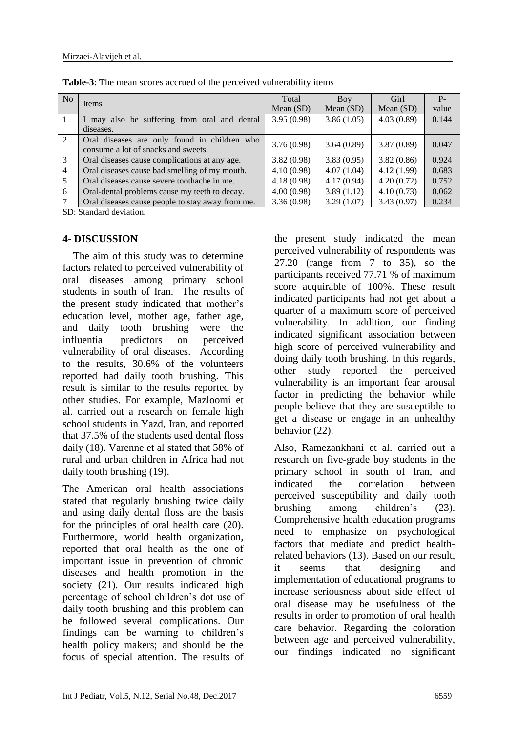**Table-3**: The mean scores accrued of the perceived vulnerability items

| No | Items | Total Mean (SD) | Boy Mean (SD) | Girl Mean (SD) | P-value |
|---|---|---|---|---|---|
| 1 | I may also be suffering from oral and dental diseases. | 3.95 (0.98) | 3.86 (1.05) | 4.03 (0.89) | 0.144 |
| 2 | Oral diseases are only found in children who consume a lot of snacks and sweets. | 3.76 (0.98) | 3.64 (0.89) | 3.87 (0.89) | 0.047 |
| 3 | Oral diseases cause complications at any age. | 3.82 (0.98) | 3.83 (0.95) | 3.82 (0.86) | 0.924 |
| 4 | Oral diseases cause bad smelling of my mouth. | 4.10 (0.98) | 4.07 (1.04) | 4.12 (1.99) | 0.683 |
| 5 | Oral diseases cause severe toothache in me. | 4.18 (0.98) | 4.17 (0.94) | 4.20 (0.72) | 0.752 |
| 6 | Oral-dental problems cause my teeth to decay. | 4.00 (0.98) | 3.89 (1.12) | 4.10 (0.73) | 0.062 |
| 7 | Oral diseases cause people to stay away from me. | 3.36 (0.98) | 3.29 (1.07) | 3.43 (0.97) | 0.234 |

SD: Standard deviation.

## 4- DISCUSSION

The aim of this study was to determine factors related to perceived vulnerability of oral diseases among primary school students in south of Iran. The results of the present study indicated that mother's education level, mother age, father age, and daily tooth brushing were the influential predictors on perceived vulnerability of oral diseases. According to the results, 30.6% of the volunteers reported had daily tooth brushing. This result is similar to the results reported by other studies. For example, Mazloomi et al. carried out a research on female high school students in Yazd, Iran, and reported that 37.5% of the students used dental floss daily (18). Varenne et al stated that 58% of rural and urban children in Africa had not daily tooth brushing (19).

The American oral health associations stated that regularly brushing twice daily and using daily dental floss are the basis for the principles of oral health care (20). Furthermore, world health organization, reported that oral health as the one of important issue in prevention of chronic diseases and health promotion in the society (21). Our results indicated high percentage of school children's dot use of daily tooth brushing and this problem can be followed several complications. Our findings can be warning to children's health policy makers; and should be the focus of special attention. The results of the present study indicated the mean perceived vulnerability of respondents was 27.20 (range from 7 to 35), so the participants received 77.71 % of maximum score acquirable of 100%. These result indicated participants had not get about a quarter of a maximum score of perceived vulnerability. In addition, our finding indicated significant association between high score of perceived vulnerability and doing daily tooth brushing. In this regards, other study reported the perceived vulnerability is an important fear arousal factor in predicting the behavior while people believe that they are susceptible to get a disease or engage in an unhealthy behavior (22).

Also, Ramezankhani et al. carried out a research on five-grade boy students in the primary school in south of Iran, and indicated the correlation between perceived susceptibility and daily tooth brushing among children's (23). Comprehensive health education programs need to emphasize on psychological factors that mediate and predict health-related behaviors (13). Based on our result, it seems that designing and implementation of educational programs to increase seriousness about side effect of oral disease may be usefulness of the results in order to promotion of oral health care behavior. Regarding the coloration between age and perceived vulnerability, our findings indicated no significant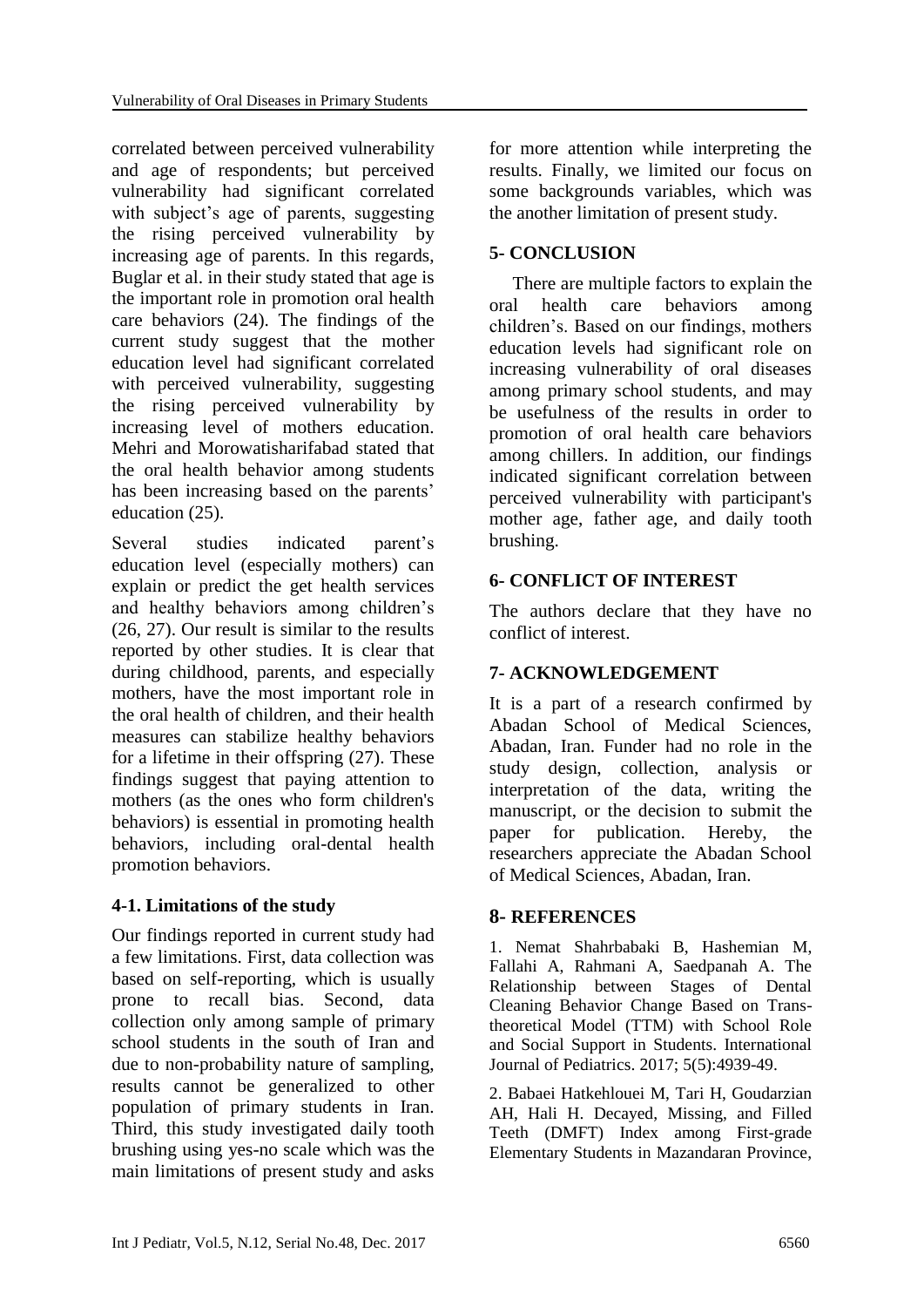correlated between perceived vulnerability and age of respondents; but perceived vulnerability had significant correlated with subject's age of parents, suggesting the rising perceived vulnerability by increasing age of parents. In this regards, Buglar et al. in their study stated that age is the important role in promotion oral health care behaviors (24). The findings of the current study suggest that the mother education level had significant correlated with perceived vulnerability, suggesting the rising perceived vulnerability by increasing level of mothers education. Mehri and Morowatisharifabad stated that the oral health behavior among students has been increasing based on the parents' education (25).

Several studies indicated parent's education level (especially mothers) can explain or predict the get health services and healthy behaviors among children's (26, 27). Our result is similar to the results reported by other studies. It is clear that during childhood, parents, and especially mothers, have the most important role in the oral health of children, and their health measures can stabilize healthy behaviors for a lifetime in their offspring (27). These findings suggest that paying attention to mothers (as the ones who form children's behaviors) is essential in promoting health behaviors, including oral-dental health promotion behaviors.

### 4-1. Limitations of the study

Our findings reported in current study had a few limitations. First, data collection was based on self-reporting, which is usually prone to recall bias. Second, data collection only among sample of primary school students in the south of Iran and due to non-probability nature of sampling, results cannot be generalized to other population of primary students in Iran. Third, this study investigated daily tooth brushing using yes-no scale which was the main limitations of present study and asks for more attention while interpreting the results. Finally, we limited our focus on some backgrounds variables, which was the another limitation of present study.

## 5- CONCLUSION

There are multiple factors to explain the oral health care behaviors among children's. Based on our findings, mothers education levels had significant role on increasing vulnerability of oral diseases among primary school students, and may be usefulness of the results in order to promotion of oral health care behaviors among chillers. In addition, our findings indicated significant correlation between perceived vulnerability with participant's mother age, father age, and daily tooth brushing.

## 6- CONFLICT OF INTEREST

The authors declare that they have no conflict of interest.

## 7- ACKNOWLEDGEMENT

It is a part of a research confirmed by Abadan School of Medical Sciences, Abadan, Iran. Funder had no role in the study design, collection, analysis or interpretation of the data, writing the manuscript, or the decision to submit the paper for publication. Hereby, the researchers appreciate the Abadan School of Medical Sciences, Abadan, Iran.

## 8- REFERENCES

1. Nemat Shahrbabaki B, Hashemian M, Fallahi A, Rahmani A, Saedpanah A. The Relationship between Stages of Dental Cleaning Behavior Change Based on Trans-theoretical Model (TTM) with School Role and Social Support in Students. International Journal of Pediatrics. 2017; 5(5):4939-49.

2. Babaei Hatkehlouei M, Tari H, Goudarzian AH, Hali H. Decayed, Missing, and Filled Teeth (DMFT) Index among First-grade Elementary Students in Mazandaran Province,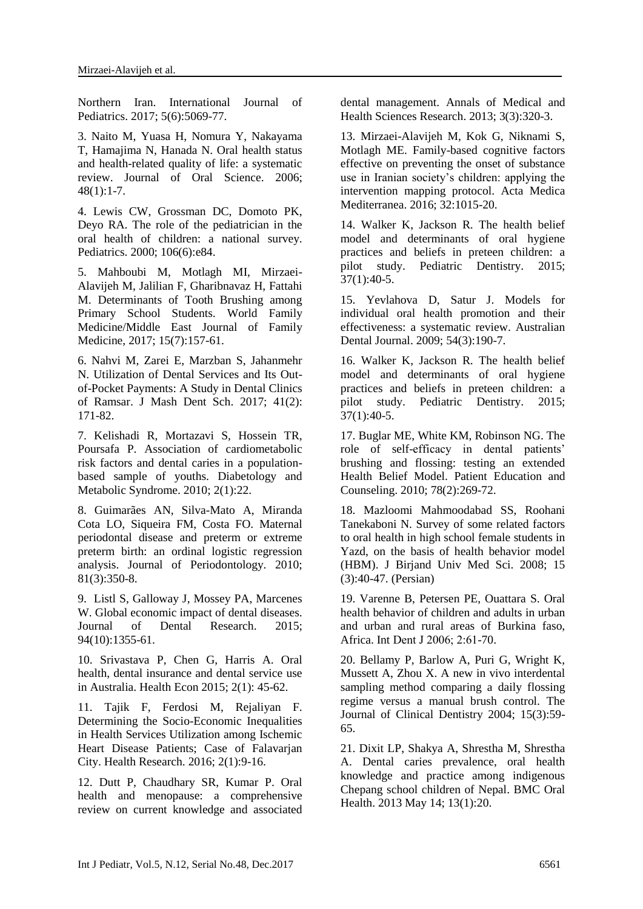Northern Iran. International Journal of Pediatrics. 2017; 5(6):5069-77.

3. Naito M, Yuasa H, Nomura Y, Nakayama T, Hamajima N, Hanada N. Oral health status and health-related quality of life: a systematic review. Journal of Oral Science. 2006; 48(1):1-7.

4. Lewis CW, Grossman DC, Domoto PK, Deyo RA. The role of the pediatrician in the oral health of children: a national survey. Pediatrics. 2000; 106(6):e84.

5. Mahboubi M, Motlagh MI, Mirzaei-Alavijeh M, Jalilian F, Gharibnavaz H, Fattahi M. Determinants of Tooth Brushing among Primary School Students. World Family Medicine/Middle East Journal of Family Medicine, 2017; 15(7):157-61.

6. Nahvi M, Zarei E, Marzban S, Jahanmehr N. Utilization of Dental Services and Its Out-of-Pocket Payments: A Study in Dental Clinics of Ramsar. J Mash Dent Sch. 2017; 41(2): 171-82.

7. Kelishadi R, Mortazavi S, Hossein TR, Poursafa P. Association of cardiometabolic risk factors and dental caries in a population-based sample of youths. Diabetology and Metabolic Syndrome. 2010; 2(1):22.

8. Guimarães AN, Silva-Mato A, Miranda Cota LO, Siqueira FM, Costa FO. Maternal periodontal disease and preterm or extreme preterm birth: an ordinal logistic regression analysis. Journal of Periodontology. 2010; 81(3):350-8.

9. Listl S, Galloway J, Mossey PA, Marcenes W. Global economic impact of dental diseases. Journal of Dental Research. 2015; 94(10):1355-61.

10. Srivastava P, Chen G, Harris A. Oral health, dental insurance and dental service use in Australia. Health Econ 2015; 2(1): 45-62.

11. Tajik F, Ferdosi M, Rejaliyan F. Determining the Socio-Economic Inequalities in Health Services Utilization among Ischemic Heart Disease Patients; Case of Falavarjan City. Health Research. 2016; 2(1):9-16.

12. Dutt P, Chaudhary SR, Kumar P. Oral health and menopause: a comprehensive review on current knowledge and associated dental management. Annals of Medical and Health Sciences Research. 2013; 3(3):320-3.

13. Mirzaei-Alavijeh M, Kok G, Niknami S, Motlagh ME. Family-based cognitive factors effective on preventing the onset of substance use in Iranian society's children: applying the intervention mapping protocol. Acta Medica Mediterranea. 2016; 32:1015-20.

14. Walker K, Jackson R. The health belief model and determinants of oral hygiene practices and beliefs in preteen children: a pilot study. Pediatric Dentistry. 2015; 37(1):40-5.

15. Yevlahova D, Satur J. Models for individual oral health promotion and their effectiveness: a systematic review. Australian Dental Journal. 2009; 54(3):190-7.

16. Walker K, Jackson R. The health belief model and determinants of oral hygiene practices and beliefs in preteen children: a pilot study. Pediatric Dentistry. 2015; 37(1):40-5.

17. Buglar ME, White KM, Robinson NG. The role of self-efficacy in dental patients' brushing and flossing: testing an extended Health Belief Model. Patient Education and Counseling. 2010; 78(2):269-72.

18. Mazloomi Mahmoodabad SS, Roohani Tanekaboni N. Survey of some related factors to oral health in high school female students in Yazd, on the basis of health behavior model (HBM). J Birjand Univ Med Sci. 2008; 15 (3):40-47. (Persian)

19. Varenne B, Petersen PE, Ouattara S. Oral health behavior of children and adults in urban and urban and rural areas of Burkina faso, Africa. Int Dent J 2006; 2:61-70.

20. Bellamy P, Barlow A, Puri G, Wright K, Mussett A, Zhou X. A new in vivo interdental sampling method comparing a daily flossing regime versus a manual brush control. The Journal of Clinical Dentistry 2004; 15(3):59-65.

21. Dixit LP, Shakya A, Shrestha M, Shrestha A. Dental caries prevalence, oral health knowledge and practice among indigenous Chepang school children of Nepal. BMC Oral Health. 2013 May 14; 13(1):20.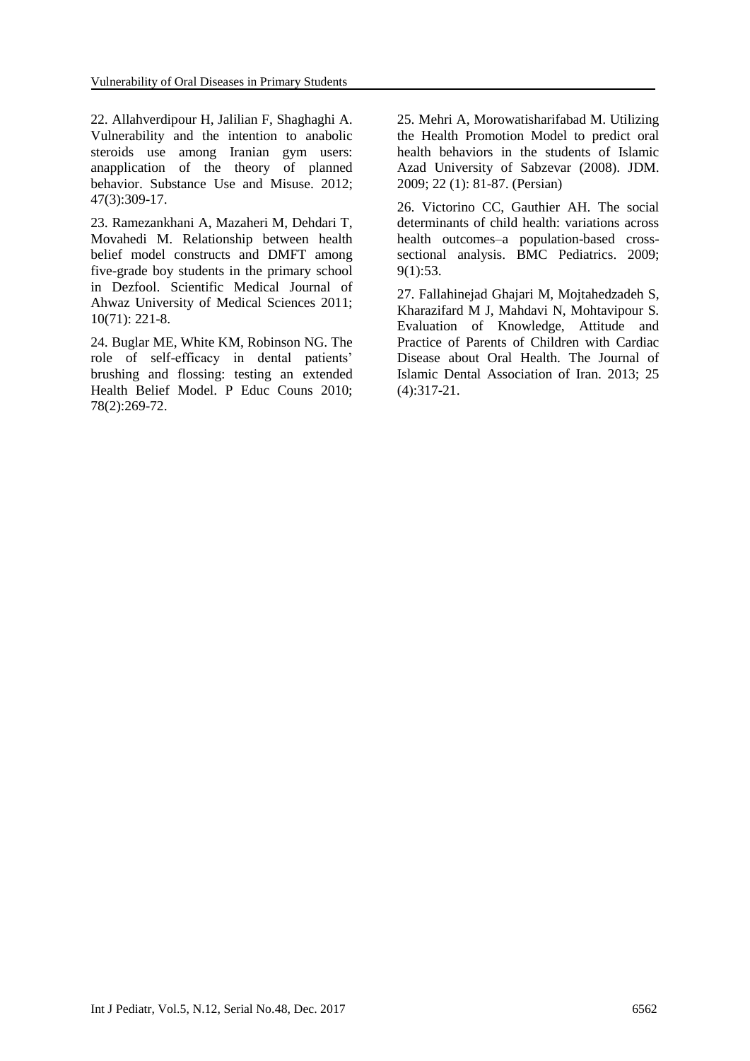22. Allahverdipour H, Jalilian F, Shaghaghi A. Vulnerability and the intention to anabolic steroids use among Iranian gym users: anapplication of the theory of planned behavior. Substance Use and Misuse. 2012; 47(3):309-17.

23. Ramezankhani A, Mazaheri M, Dehdari T, Movahedi M. Relationship between health belief model constructs and DMFT among five-grade boy students in the primary school in Dezfool. Scientific Medical Journal of Ahwaz University of Medical Sciences 2011; 10(71): 221-8.

24. Buglar ME, White KM, Robinson NG. The role of self-efficacy in dental patients' brushing and flossing: testing an extended Health Belief Model. P Educ Couns 2010; 78(2):269-72.

25. Mehri A, Morowatisharifabad M. Utilizing the Health Promotion Model to predict oral health behaviors in the students of Islamic Azad University of Sabzevar (2008). JDM. 2009; 22 (1): 81-87. (Persian)

26. Victorino CC, Gauthier AH. The social determinants of child health: variations across health outcomes–a population-based cross-sectional analysis. BMC Pediatrics. 2009; 9(1):53.

27. Fallahinejad Ghajari M, Mojtahedzadeh S, Kharazifard M J, Mahdavi N, Mohtavipour S. Evaluation of Knowledge, Attitude and Practice of Parents of Children with Cardiac Disease about Oral Health. The Journal of Islamic Dental Association of Iran. 2013; 25 (4):317-21.